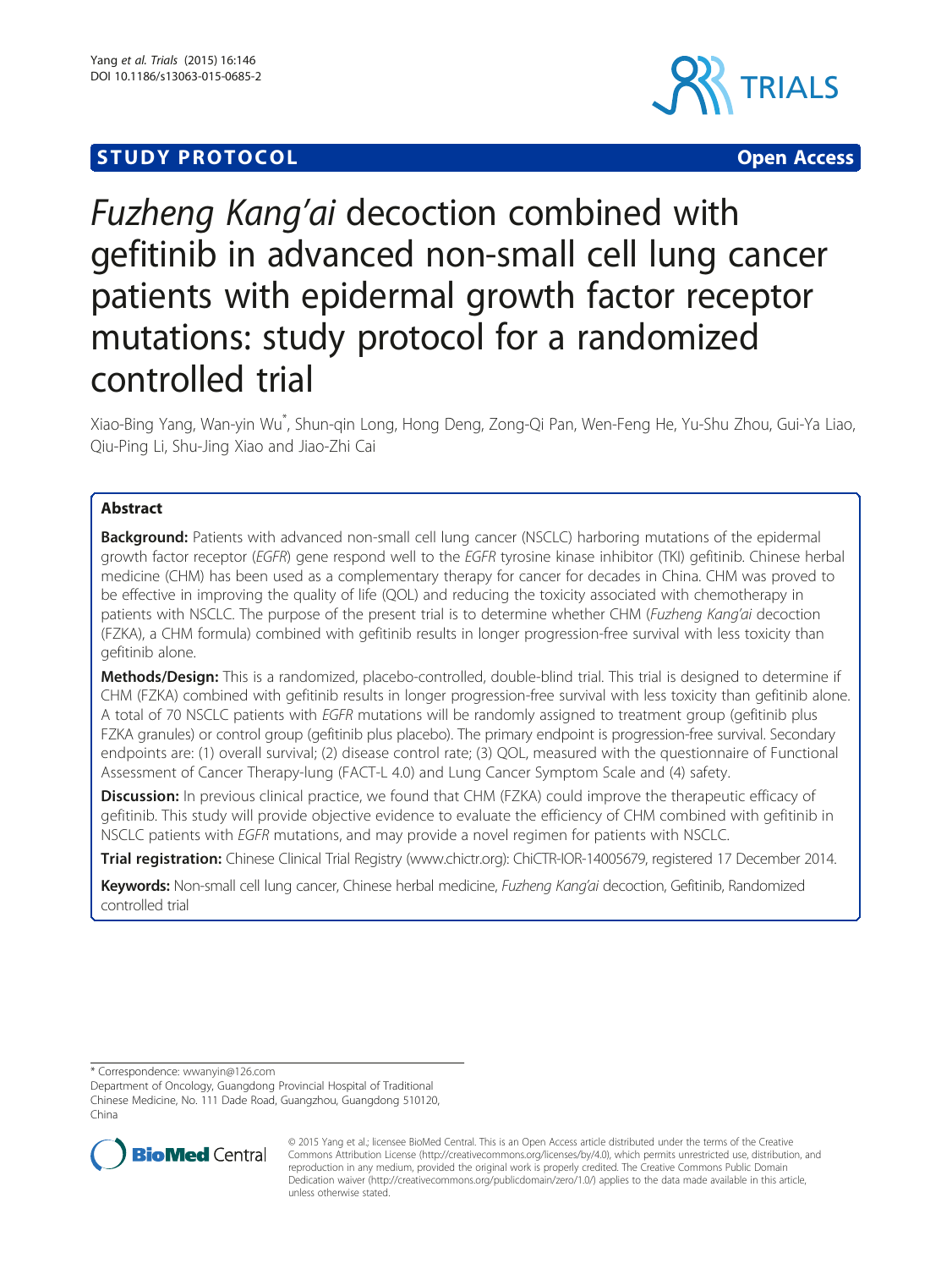STUDY PROTOCOL Open Access

# *Fuzheng Kang'ai* decoction combined with gefitinib in advanced non-small cell lung cancer patients with epidermal growth factor receptor mutations: study protocol for a randomized controlled trial

Xiao-Bing Yang, Wan-yin Wu*, Shun-qin Long, Hong Deng, Zong-Qi Pan, Wen-Feng He, Yu-Shu Zhou, Gui-Ya Liao, Qiu-Ping Li, Shu-Jing Xiao and Jiao-Zhi Cai

## Abstract

**Background:** Patients with advanced non-small cell lung cancer (NSCLC) harboring mutations of the epidermal growth factor receptor (*EGFR*) gene respond well to the *EGFR* tyrosine kinase inhibitor (TKI) gefitinib. Chinese herbal medicine (CHM) has been used as a complementary therapy for cancer for decades in China. CHM was proved to be effective in improving the quality of life (QOL) and reducing the toxicity associated with chemotherapy in patients with NSCLC. The purpose of the present trial is to determine whether CHM (*Fuzheng Kang'ai* decoction (FZKA), a CHM formula) combined with gefitinib results in longer progression-free survival with less toxicity than gefitinib alone.

**Methods/Design:** This is a randomized, placebo-controlled, double-blind trial. This trial is designed to determine if CHM (FZKA) combined with gefitinib results in longer progression-free survival with less toxicity than gefitinib alone. A total of 70 NSCLC patients with *EGFR* mutations will be randomly assigned to treatment group (gefitinib plus FZKA granules) or control group (gefitinib plus placebo). The primary endpoint is progression-free survival. Secondary endpoints are: (1) overall survival; (2) disease control rate; (3) QOL, measured with the questionnaire of Functional Assessment of Cancer Therapy-lung (FACT-L 4.0) and Lung Cancer Symptom Scale and (4) safety.

**Discussion:** In previous clinical practice, we found that CHM (FZKA) could improve the therapeutic efficacy of gefitinib. This study will provide objective evidence to evaluate the efficiency of CHM combined with gefitinib in NSCLC patients with *EGFR* mutations, and may provide a novel regimen for patients with NSCLC.

**Trial registration:** Chinese Clinical Trial Registry (www.chictr.org): ChiCTR-IOR-14005679, registered 17 December 2014.

**Keywords:** Non-small cell lung cancer, Chinese herbal medicine, *Fuzheng Kang'ai* decoction, Gefitinib, Randomized controlled trial

* Correspondence: wwanyin@126.com
Department of Oncology, Guangdong Provincial Hospital of Traditional Chinese Medicine, No. 111 Dade Road, Guangzhou, Guangdong 510120, China

© 2015 Yang et al.; licensee BioMed Central. This is an Open Access article distributed under the terms of the Creative Commons Attribution License (http://creativecommons.org/licenses/by/4.0), which permits unrestricted use, distribution, and reproduction in any medium, provided the original work is properly credited. The Creative Commons Public Domain Dedication waiver (http://creativecommons.org/publicdomain/zero/1.0/) applies to the data made available in this article, unless otherwise stated.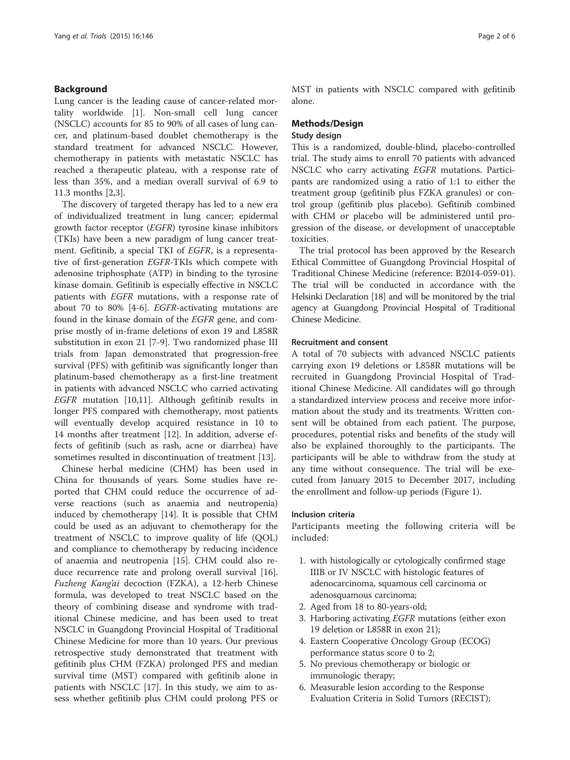## Background

Lung cancer is the leading cause of cancer-related mortality worldwide [1]. Non-small cell lung cancer (NSCLC) accounts for 85 to 90% of all cases of lung cancer, and platinum-based doublet chemotherapy is the standard treatment for advanced NSCLC. However, chemotherapy in patients with metastatic NSCLC has reached a therapeutic plateau, with a response rate of less than 35%, and a median overall survival of 6.9 to 11.3 months [2,3].

The discovery of targeted therapy has led to a new era of individualized treatment in lung cancer; epidermal growth factor receptor (*EGFR*) tyrosine kinase inhibitors (TKIs) have been a new paradigm of lung cancer treatment. Gefitinib, a special TKI of *EGFR*, is a representative of first-generation *EGFR*-TKIs which compete with adenosine triphosphate (ATP) in binding to the tyrosine kinase domain. Gefitinib is especially effective in NSCLC patients with *EGFR* mutations, with a response rate of about 70 to 80% [4-6]. *EGFR*-activating mutations are found in the kinase domain of the *EGFR* gene, and comprise mostly of in-frame deletions of exon 19 and L858R substitution in exon 21 [7-9]. Two randomized phase III trials from Japan demonstrated that progression-free survival (PFS) with gefitinib was significantly longer than platinum-based chemotherapy as a first-line treatment in patients with advanced NSCLC who carried activating *EGFR* mutation [10,11]. Although gefitinib results in longer PFS compared with chemotherapy, most patients will eventually develop acquired resistance in 10 to 14 months after treatment [12]. In addition, adverse effects of gefitinib (such as rash, acne or diarrhea) have sometimes resulted in discontinuation of treatment [13].

Chinese herbal medicine (CHM) has been used in China for thousands of years. Some studies have reported that CHM could reduce the occurrence of adverse reactions (such as anaemia and neutropenia) induced by chemotherapy [14]. It is possible that CHM could be used as an adjuvant to chemotherapy for the treatment of NSCLC to improve quality of life (QOL) and compliance to chemotherapy by reducing incidence of anaemia and neutropenia [15]. CHM could also reduce recurrence rate and prolong overall survival [16]. *Fuzheng Kang'ai* decoction (FZKA), a 12-herb Chinese formula, was developed to treat NSCLC based on the theory of combining disease and syndrome with traditional Chinese medicine, and has been used to treat NSCLC in Guangdong Provincial Hospital of Traditional Chinese Medicine for more than 10 years. Our previous retrospective study demonstrated that treatment with gefitinib plus CHM (FZKA) prolonged PFS and median survival time (MST) compared with gefitinib alone in patients with NSCLC [17]. In this study, we aim to assess whether gefitinib plus CHM could prolong PFS or MST in patients with NSCLC compared with gefitinib alone.

## Methods/Design

### Study design

This is a randomized, double-blind, placebo-controlled trial. The study aims to enroll 70 patients with advanced NSCLC who carry activating *EGFR* mutations. Participants are randomized using a ratio of 1:1 to either the treatment group (gefitinib plus FZKA granules) or control group (gefitinib plus placebo). Gefitinib combined with CHM or placebo will be administered until progression of the disease, or development of unacceptable toxicities.

The trial protocol has been approved by the Research Ethical Committee of Guangdong Provincial Hospital of Traditional Chinese Medicine (reference: B2014-059-01). The trial will be conducted in accordance with the Helsinki Declaration [18] and will be monitored by the trial agency at Guangdong Provincial Hospital of Traditional Chinese Medicine.

### Recruitment and consent

A total of 70 subjects with advanced NSCLC patients carrying exon 19 deletions or L858R mutations will be recruited in Guangdong Provincial Hospital of Traditional Chinese Medicine. All candidates will go through a standardized interview process and receive more information about the study and its treatments. Written consent will be obtained from each patient. The purpose, procedures, potential risks and benefits of the study will also be explained thoroughly to the participants. The participants will be able to withdraw from the study at any time without consequence. The trial will be executed from January 2015 to December 2017, including the enrollment and follow-up periods (Figure 1).

### Inclusion criteria

Participants meeting the following criteria will be included:

1. with histologically or cytologically confirmed stage IIIB or IV NSCLC with histologic features of adenocarcinoma, squamous cell carcinoma or adenosquamous carcinoma;
2. Aged from 18 to 80-years-old;
3. Harboring activating *EGFR* mutations (either exon 19 deletion or L858R in exon 21);
4. Eastern Cooperative Oncology Group (ECOG) performance status score 0 to 2;
5. No previous chemotherapy or biologic or immunologic therapy;
6. Measurable lesion according to the Response Evaluation Criteria in Solid Tumors (RECIST);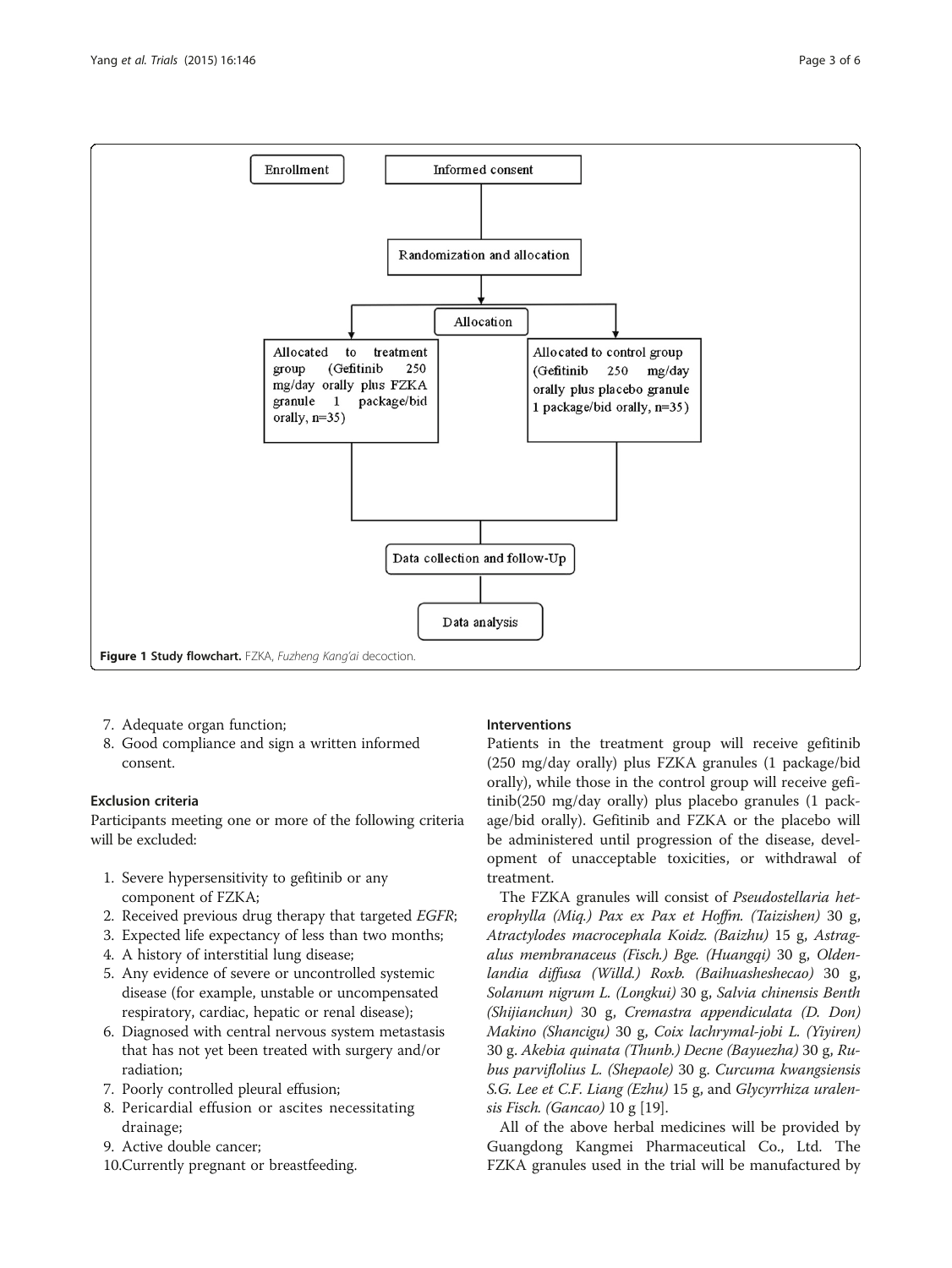Enrollment

Informed consent

Randomization and allocation

Allocation

Allocated to treatment group (Gefitinib 250 mg/day orally plus FZKA granule 1 package/bid orally, n=35)

Allocated to control group (Gefitinib 250 mg/day orally plus placebo granule 1 package/bid orally, n=35)

Data collection and follow-Up

Data analysis

**Figure 1 Study flowchart.** FZKA, *Fuzheng Kang'ai* decoction.

7. Adequate organ function;
8. Good compliance and sign a written informed consent.

### Exclusion criteria

Participants meeting one or more of the following criteria will be excluded:

1. Severe hypersensitivity to gefitinib or any component of FZKA;
2. Received previous drug therapy that targeted *EGFR*;
3. Expected life expectancy of less than two months;
4. A history of interstitial lung disease;
5. Any evidence of severe or uncontrolled systemic disease (for example, unstable or uncompensated respiratory, cardiac, hepatic or renal disease);
6. Diagnosed with central nervous system metastasis that has not yet been treated with surgery and/or radiation;
7. Poorly controlled pleural effusion;
8. Pericardial effusion or ascites necessitating drainage;
9. Active double cancer;
10. Currently pregnant or breastfeeding.

### Interventions

Patients in the treatment group will receive gefitinib (250 mg/day orally) plus FZKA granules (1 package/bid orally), while those in the control group will receive gefitinib(250 mg/day orally) plus placebo granules (1 package/bid orally). Gefitinib and FZKA or the placebo will be administered until progression of the disease, development of unacceptable toxicities, or withdrawal of treatment.

The FZKA granules will consist of *Pseudostellaria heterophylla (Miq.) Pax ex Pax et Hoffm. (Taizishen)* 30 g, *Atractylodes macrocephala Koidz. (Baizhu)* 15 g, *Astragalus membranaceus (Fisch.) Bge. (Huangqi)* 30 g, *Oldenlandia diffusa (Willd.) Roxb. (Baihuasheshecao)* 30 g, *Solanum nigrum L. (Longkui)* 30 g, *Salvia chinensis Benth (Shijianchun)* 30 g, *Cremastra appendiculata (D. Don) Makino (Shancigu)* 30 g, *Coix lachrymal-jobi L. (Yiyiren)* 30 g. *Akebia quinata (Thunb.) Decne (Bayuezha)* 30 g, *Rubus parviflolius L. (Shepaole)* 30 g. *Curcuma kwangsiensis S.G. Lee et C.F. Liang (Ezhu)* 15 g, and *Glycyrrhiza uralensis Fisch. (Gancao)* 10 g [19].

All of the above herbal medicines will be provided by Guangdong Kangmei Pharmaceutical Co., Ltd. The FZKA granules used in the trial will be manufactured by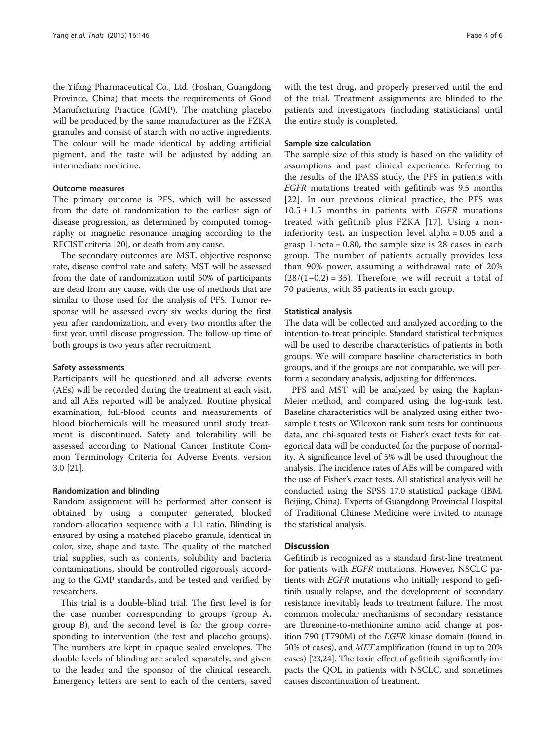the Yifang Pharmaceutical Co., Ltd. (Foshan, Guangdong Province, China) that meets the requirements of Good Manufacturing Practice (GMP). The matching placebo will be produced by the same manufacturer as the FZKA granules and consist of starch with no active ingredients. The colour will be made identical by adding artificial pigment, and the taste will be adjusted by adding an intermediate medicine.

### Outcome measures

The primary outcome is PFS, which will be assessed from the date of randomization to the earliest sign of disease progression, as determined by computed tomography or magnetic resonance imaging according to the RECIST criteria [20], or death from any cause.

The secondary outcomes are MST, objective response rate, disease control rate and safety. MST will be assessed from the date of randomization until 50% of participants are dead from any cause, with the use of methods that are similar to those used for the analysis of PFS. Tumor response will be assessed every six weeks during the first year after randomization, and every two months after the first year, until disease progression. The follow-up time of both groups is two years after recruitment.

### Safety assessments

Participants will be questioned and all adverse events (AEs) will be recorded during the treatment at each visit, and all AEs reported will be analyzed. Routine physical examination, full-blood counts and measurements of blood biochemicals will be measured until study treatment is discontinued. Safety and tolerability will be assessed according to National Cancer Institute Common Terminology Criteria for Adverse Events, version 3.0 [21].

### Randomization and blinding

Random assignment will be performed after consent is obtained by using a computer generated, blocked random-allocation sequence with a 1:1 ratio. Blinding is ensured by using a matched placebo granule, identical in color, size, shape and taste. The quality of the matched trial supplies, such as contents, solubility and bacteria contaminations, should be controlled rigorously according to the GMP standards, and be tested and verified by researchers.

This trial is a double-blind trial. The first level is for the case number corresponding to groups (group A, group B), and the second level is for the group corresponding to intervention (the test and placebo groups). The numbers are kept in opaque sealed envelopes. The double levels of blinding are sealed separately, and given to the leader and the sponsor of the clinical research. Emergency letters are sent to each of the centers, saved with the test drug, and properly preserved until the end of the trial. Treatment assignments are blinded to the patients and investigators (including statisticians) until the entire study is completed.

### Sample size calculation

The sample size of this study is based on the validity of assumptions and past clinical experience. Referring to the results of the IPASS study, the PFS in patients with *EGFR* mutations treated with gefitinib was 9.5 months [22]. In our previous clinical practice, the PFS was $10.5 \pm 1.5$ months in patients with *EGFR* mutations treated with gefitinib plus FZKA [17]. Using a non-inferiority test, an inspection level alpha = 0.05 and a grasp 1-beta = 0.80, the sample size is 28 cases in each group. The number of patients actually provides less than 90% power, assuming a withdrawal rate of 20% $(28/(1-0.2) = 35)$. Therefore, we will recruit a total of 70 patients, with 35 patients in each group.

### Statistical analysis

The data will be collected and analyzed according to the intention-to-treat principle. Standard statistical techniques will be used to describe characteristics of patients in both groups. We will compare baseline characteristics in both groups, and if the groups are not comparable, we will perform a secondary analysis, adjusting for differences.

PFS and MST will be analyzed by using the Kaplan-Meier method, and compared using the log-rank test. Baseline characteristics will be analyzed using either two-sample t tests or Wilcoxon rank sum tests for continuous data, and chi-squared tests or Fisher's exact tests for categorical data will be conducted for the purpose of normality. A significance level of 5% will be used throughout the analysis. The incidence rates of AEs will be compared with the use of Fisher's exact tests. All statistical analysis will be conducted using the SPSS 17.0 statistical package (IBM, Beijing, China). Experts of Guangdong Provincial Hospital of Traditional Chinese Medicine were invited to manage the statistical analysis.

## Discussion

Gefitinib is recognized as a standard first-line treatment for patients with *EGFR* mutations. However, NSCLC patients with *EGFR* mutations who initially respond to gefitinib usually relapse, and the development of secondary resistance inevitably leads to treatment failure. The most common molecular mechanisms of secondary resistance are threonine-to-methionine amino acid change at position 790 (T790M) of the *EGFR* kinase domain (found in 50% of cases), and *MET* amplification (found in up to 20% cases) [23,24]. The toxic effect of gefitinib significantly impacts the QOL in patients with NSCLC, and sometimes causes discontinuation of treatment.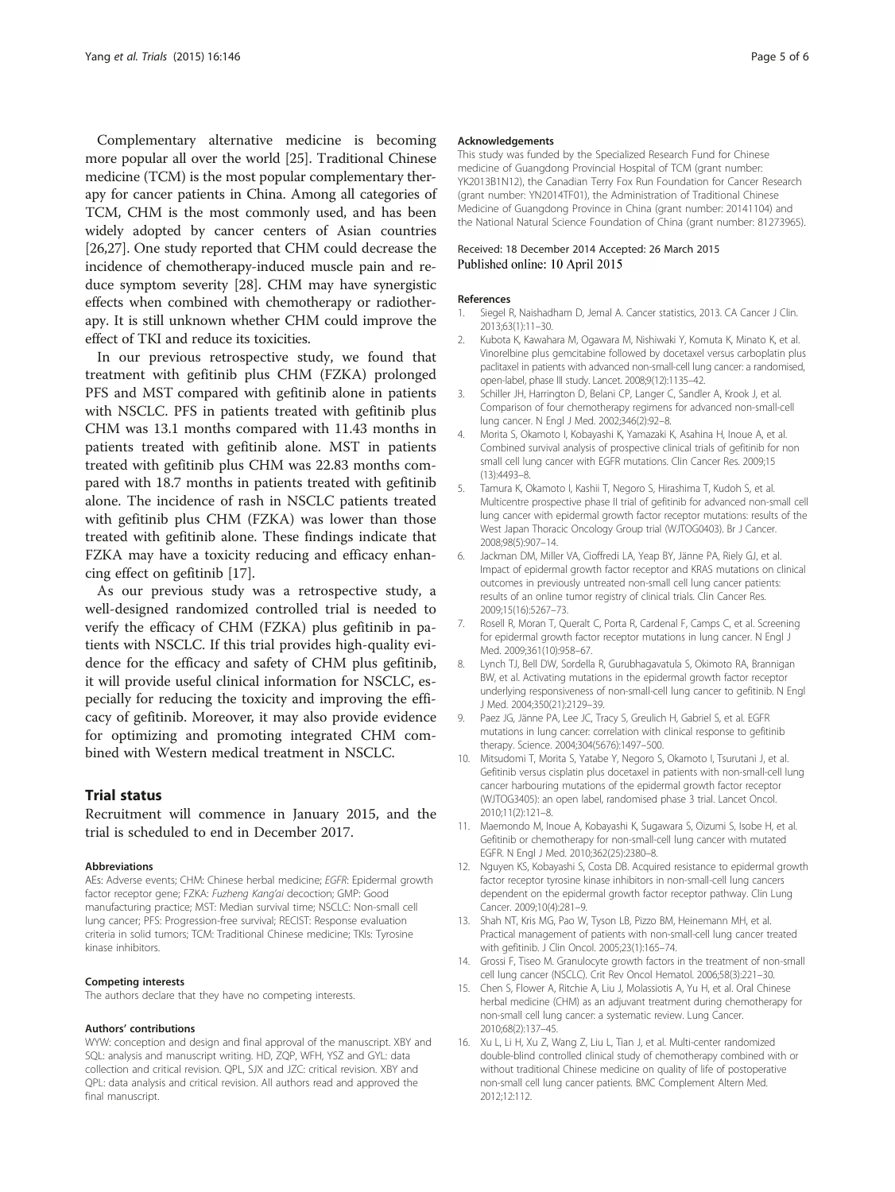Complementary alternative medicine is becoming more popular all over the world [25]. Traditional Chinese medicine (TCM) is the most popular complementary therapy for cancer patients in China. Among all categories of TCM, CHM is the most commonly used, and has been widely adopted by cancer centers of Asian countries [26,27]. One study reported that CHM could decrease the incidence of chemotherapy-induced muscle pain and reduce symptom severity [28]. CHM may have synergistic effects when combined with chemotherapy or radiotherapy. It is still unknown whether CHM could improve the effect of TKI and reduce its toxicities.

In our previous retrospective study, we found that treatment with gefitinib plus CHM (FZKA) prolonged PFS and MST compared with gefitinib alone in patients with NSCLC. PFS in patients treated with gefitinib plus CHM was 13.1 months compared with 11.43 months in patients treated with gefitinib alone. MST in patients treated with gefitinib plus CHM was 22.83 months compared with 18.7 months in patients treated with gefitinib alone. The incidence of rash in NSCLC patients treated with gefitinib plus CHM (FZKA) was lower than those treated with gefitinib alone. These findings indicate that FZKA may have a toxicity reducing and efficacy enhancing effect on gefitinib [17].

As our previous study was a retrospective study, a well-designed randomized controlled trial is needed to verify the efficacy of CHM (FZKA) plus gefitinib in patients with NSCLC. If this trial provides high-quality evidence for the efficacy and safety of CHM plus gefitinib, it will provide useful clinical information for NSCLC, especially for reducing the toxicity and improving the efficacy of gefitinib. Moreover, it may also provide evidence for optimizing and promoting integrated CHM combined with Western medical treatment in NSCLC.

## Trial status

Recruitment will commence in January 2015, and the trial is scheduled to end in December 2017.

#### Abbreviations

AEs: Adverse events; CHM: Chinese herbal medicine; *EGFR*: Epidermal growth factor receptor gene; FZKA: *Fuzheng Kang'ai* decoction; GMP: Good manufacturing practice; MST: Median survival time; NSCLC: Non-small cell lung cancer; PFS: Progression-free survival; RECIST: Response evaluation criteria in solid tumors; TCM: Traditional Chinese medicine; TKIs: Tyrosine kinase inhibitors.

#### Competing interests

The authors declare that they have no competing interests.

#### Authors' contributions

WYW: conception and design and final approval of the manuscript. XBY and SQL: analysis and manuscript writing. HD, ZQP, WFH, YSZ and GYL: data collection and critical revision. QPL, SJX and JZC: critical revision. XBY and QPL: data analysis and critical revision. All authors read and approved the final manuscript.

#### Acknowledgements

This study was funded by the Specialized Research Fund for Chinese medicine of Guangdong Provincial Hospital of TCM (grant number: YK2013B1N12), the Canadian Terry Fox Run Foundation for Cancer Research (grant number: YN2014TF01), the Administration of Traditional Chinese Medicine of Guangdong Province in China (grant number: 20141104) and the National Natural Science Foundation of China (grant number: 81273965).

Received: 18 December 2014 Accepted: 26 March 2015
Published online: 10 April 2015

#### References

1. Siegel R, Naishadham D, Jemal A. Cancer statistics, 2013. CA Cancer J Clin. 2013;63(1):11–30.
2. Kubota K, Kawahara M, Ogawara M, Nishiwaki Y, Komuta K, Minato K, et al. Vinorelbine plus gemcitabine followed by docetaxel versus carboplatin plus paclitaxel in patients with advanced non-small-cell lung cancer: a randomised, open-label, phase III study. Lancet. 2008;9(12):1135–42.
3. Schiller JH, Harrington D, Belani CP, Langer C, Sandler A, Krook J, et al. Comparison of four chemotherapy regimens for advanced non-small-cell lung cancer. N Engl J Med. 2002;346(2):92–8.
4. Morita S, Okamoto I, Kobayashi K, Yamazaki K, Asahina H, Inoue A, et al. Combined survival analysis of prospective clinical trials of gefitinib for non small cell lung cancer with EGFR mutations. Clin Cancer Res. 2009;15 (13):4493–8.
5. Tamura K, Okamoto I, Kashii T, Negoro S, Hirashima T, Kudoh S, et al. Multicentre prospective phase II trial of gefitinib for advanced non-small cell lung cancer with epidermal growth factor receptor mutations: results of the West Japan Thoracic Oncology Group trial (WJTOG0403). Br J Cancer. 2008;98(5):907–14.
6. Jackman DM, Miller VA, Cioffredi LA, Yeap BY, Jänne PA, Riely GJ, et al. Impact of epidermal growth factor receptor and KRAS mutations on clinical outcomes in previously untreated non-small cell lung cancer patients: results of an online tumor registry of clinical trials. Clin Cancer Res. 2009;15(16):5267–73.
7. Rosell R, Moran T, Queralt C, Porta R, Cardenal F, Camps C, et al. Screening for epidermal growth factor receptor mutations in lung cancer. N Engl J Med. 2009;361(10):958–67.
8. Lynch TJ, Bell DW, Sordella R, Gurubhagavatula S, Okimoto RA, Brannigan BW, et al. Activating mutations in the epidermal growth factor receptor underlying responsiveness of non-small-cell lung cancer to gefitinib. N Engl J Med. 2004;350(21):2129–39.
9. Paez JG, Jänne PA, Lee JC, Tracy S, Greulich H, Gabriel S, et al. EGFR mutations in lung cancer: correlation with clinical response to gefitinib therapy. Science. 2004;304(5676):1497–500.
10. Mitsudomi T, Morita S, Yatabe Y, Negoro S, Okamoto I, Tsurutani J, et al. Gefitinib versus cisplatin plus docetaxel in patients with non-small-cell lung cancer harbouring mutations of the epidermal growth factor receptor (WJTOG3405): an open label, randomised phase 3 trial. Lancet Oncol. 2010;11(2):121–8.
11. Maemondo M, Inoue A, Kobayashi K, Sugawara S, Oizumi S, Isobe H, et al. Gefitinib or chemotherapy for non-small-cell lung cancer with mutated EGFR. N Engl J Med. 2010;362(25):2380–8.
12. Nguyen KS, Kobayashi S, Costa DB. Acquired resistance to epidermal growth factor receptor tyrosine kinase inhibitors in non-small-cell lung cancers dependent on the epidermal growth factor receptor pathway. Clin Lung Cancer. 2009;10(4):281–9.
13. Shah NT, Kris MG, Pao W, Tyson LB, Pizzo BM, Heinemann MH, et al. Practical management of patients with non-small-cell lung cancer treated with gefitinib. J Clin Oncol. 2005;23(1):165–74.
14. Grossi F, Tiseo M. Granulocyte growth factors in the treatment of non-small cell lung cancer (NSCLC). Crit Rev Oncol Hematol. 2006;58(3):221–30.
15. Chen S, Flower A, Ritchie A, Liu J, Molassiotis A, Yu H, et al. Oral Chinese herbal medicine (CHM) as an adjuvant treatment during chemotherapy for non-small cell lung cancer: a systematic review. Lung Cancer. 2010;68(2):137–45.
16. Xu L, Li H, Xu Z, Wang Z, Liu L, Tian J, et al. Multi-center randomized double-blind controlled clinical study of chemotherapy combined with or without traditional Chinese medicine on quality of life of postoperative non-small cell lung cancer patients. BMC Complement Altern Med. 2012;12:112.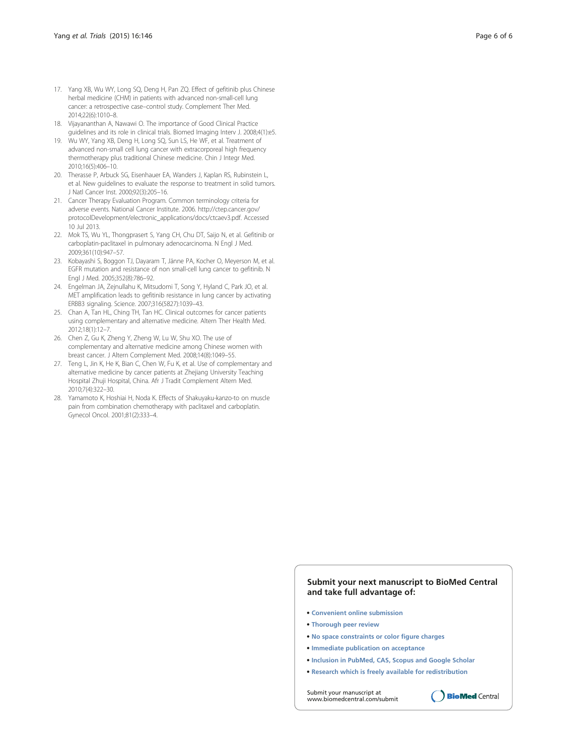17. Yang XB, Wu WY, Long SQ, Deng H, Pan ZQ. Effect of gefitinib plus Chinese herbal medicine (CHM) in patients with advanced non-small-cell lung cancer: a retrospective case–control study. Complement Ther Med. 2014;22(6):1010–8.
18. Vijayananthan A, Nawawi O. The importance of Good Clinical Practice guidelines and its role in clinical trials. Biomed Imaging Interv J. 2008;4(1):e5.
19. Wu WY, Yang XB, Deng H, Long SQ, Sun LS, He WF, et al. Treatment of advanced non-small cell lung cancer with extracorporeal high frequency thermotherapy plus traditional Chinese medicine. Chin J Integr Med. 2010;16(5):406–10.
20. Therasse P, Arbuck SG, Eisenhauer EA, Wanders J, Kaplan RS, Rubinstein L, et al. New guidelines to evaluate the response to treatment in solid tumors. J Natl Cancer Inst. 2000;92(3):205–16.
21. Cancer Therapy Evaluation Program. Common terminology criteria for adverse events. National Cancer Institute. 2006. http://ctep.cancer.gov/protocolDevelopment/electronic_applications/docs/ctcaev3.pdf. Accessed 10 Jul 2013.
22. Mok TS, Wu YL, Thongprasert S, Yang CH, Chu DT, Saijo N, et al. Gefitinib or carboplatin-paclitaxel in pulmonary adenocarcinoma. N Engl J Med. 2009;361(10):947–57.
23. Kobayashi S, Boggon TJ, Dayaram T, Jänne PA, Kocher O, Meyerson M, et al. EGFR mutation and resistance of non small-cell lung cancer to gefitinib. N Engl J Med. 2005;352(8):786–92.
24. Engelman JA, Zejnullahu K, Mitsudomi T, Song Y, Hyland C, Park JO, et al. MET amplification leads to gefitinib resistance in lung cancer by activating ERBB3 signaling. Science. 2007;316(5827):1039–43.
25. Chan A, Tan HL, Ching TH, Tan HC. Clinical outcomes for cancer patients using complementary and alternative medicine. Altern Ther Health Med. 2012;18(1):12–7.
26. Chen Z, Gu K, Zheng Y, Zheng W, Lu W, Shu XO. The use of complementary and alternative medicine among Chinese women with breast cancer. J Altern Complement Med. 2008;14(8):1049–55.
27. Teng L, Jin K, He K, Bian C, Chen W, Fu K, et al. Use of complementary and alternative medicine by cancer patients at Zhejiang University Teaching Hospital Zhuji Hospital, China. Afr J Tradit Complement Altern Med. 2010;7(4):322–30.
28. Yamamoto K, Hoshiai H, Noda K. Effects of Shakuyaku-kanzo-to on muscle pain from combination chemotherapy with paclitaxel and carboplatin. Gynecol Oncol. 2001;81(2):333–4.

**Submit your next manuscript to BioMed Central and take full advantage of:**

- **Convenient online submission**
- **Thorough peer review**
- **No space constraints or color figure charges**
- **Immediate publication on acceptance**
- **Inclusion in PubMed, CAS, Scopus and Google Scholar**
- **Research which is freely available for redistribution**

Submit your manuscript at www.biomedcentral.com/submit

BioMed Central